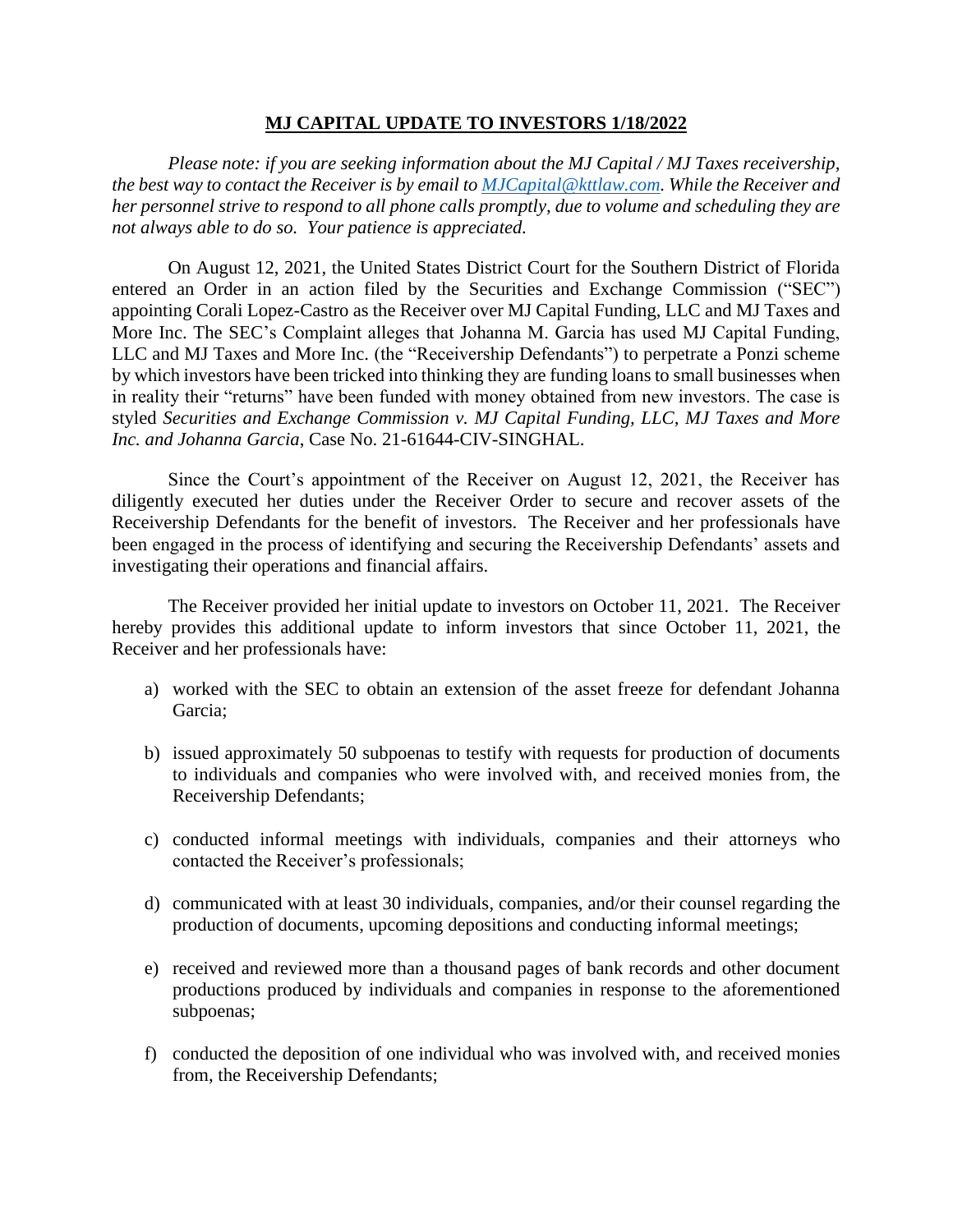# MJ CAPITAL UPDATE TO INVESTORS 1/18/2022

*Please note: if you are seeking information about the MJ Capital / MJ Taxes receivership, the best way to contact the Receiver is by email to [MJCapital@kttlaw.com](mailto:MJCapital@kttlaw.com). While the Receiver and her personnel strive to respond to all phone calls promptly, due to volume and scheduling they are not always able to do so. Your patience is appreciated.*

On August 12, 2021, the United States District Court for the Southern District of Florida entered an Order in an action filed by the Securities and Exchange Commission ("SEC") appointing Corali Lopez-Castro as the Receiver over MJ Capital Funding, LLC and MJ Taxes and More Inc. The SEC's Complaint alleges that Johanna M. Garcia has used MJ Capital Funding, LLC and MJ Taxes and More Inc. (the "Receivership Defendants") to perpetrate a Ponzi scheme by which investors have been tricked into thinking they are funding loans to small businesses when in reality their "returns" have been funded with money obtained from new investors. The case is styled *Securities and Exchange Commission v. MJ Capital Funding, LLC, MJ Taxes and More Inc. and Johanna Garcia*, Case No. 21-61644-CIV-SINGHAL.

Since the Court's appointment of the Receiver on August 12, 2021, the Receiver has diligently executed her duties under the Receiver Order to secure and recover assets of the Receivership Defendants for the benefit of investors. The Receiver and her professionals have been engaged in the process of identifying and securing the Receivership Defendants' assets and investigating their operations and financial affairs.

The Receiver provided her initial update to investors on October 11, 2021. The Receiver hereby provides this additional update to inform investors that since October 11, 2021, the Receiver and her professionals have:

a) worked with the SEC to obtain an extension of the asset freeze for defendant Johanna Garcia;

b) issued approximately 50 subpoenas to testify with requests for production of documents to individuals and companies who were involved with, and received monies from, the Receivership Defendants;

c) conducted informal meetings with individuals, companies and their attorneys who contacted the Receiver's professionals;

d) communicated with at least 30 individuals, companies, and/or their counsel regarding the production of documents, upcoming depositions and conducting informal meetings;

e) received and reviewed more than a thousand pages of bank records and other document productions produced by individuals and companies in response to the aforementioned subpoenas;

f) conducted the deposition of one individual who was involved with, and received monies from, the Receivership Defendants;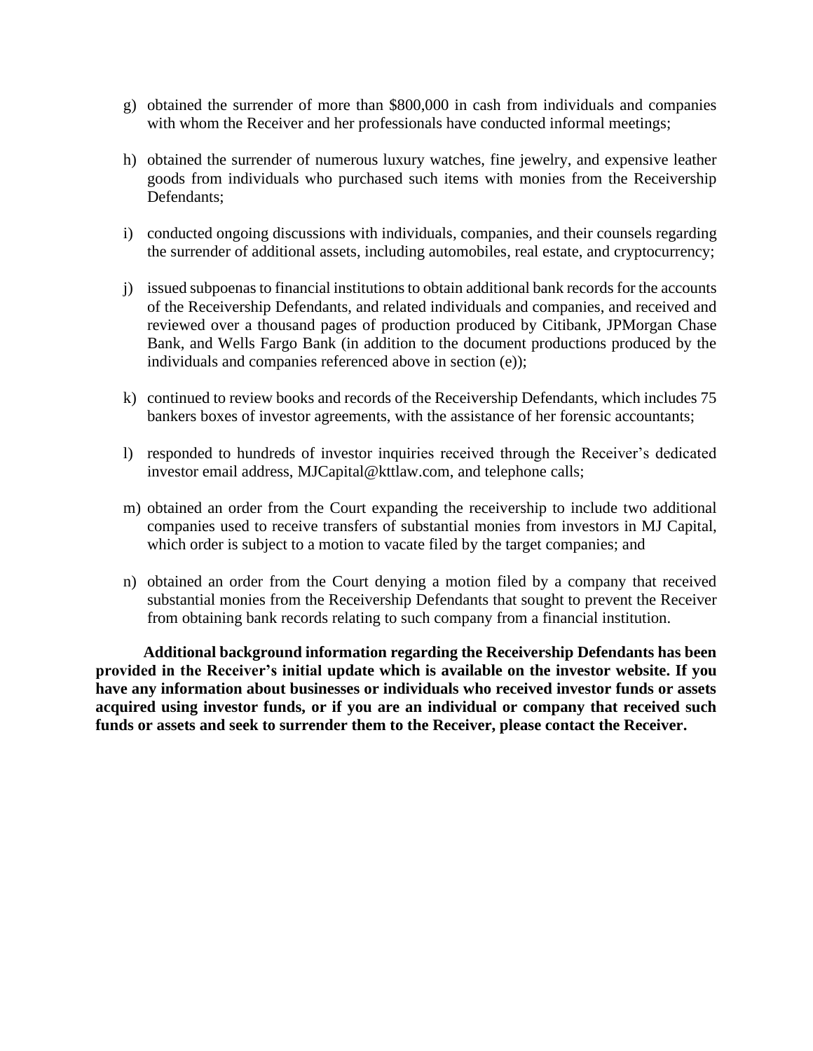g) obtained the surrender of more than $800,000 in cash from individuals and companies with whom the Receiver and her professionals have conducted informal meetings;

h) obtained the surrender of numerous luxury watches, fine jewelry, and expensive leather goods from individuals who purchased such items with monies from the Receivership Defendants;

i) conducted ongoing discussions with individuals, companies, and their counsels regarding the surrender of additional assets, including automobiles, real estate, and cryptocurrency;

j) issued subpoenas to financial institutions to obtain additional bank records for the accounts of the Receivership Defendants, and related individuals and companies, and received and reviewed over a thousand pages of production produced by Citibank, JPMorgan Chase Bank, and Wells Fargo Bank (in addition to the document productions produced by the individuals and companies referenced above in section (e));

k) continued to review books and records of the Receivership Defendants, which includes 75 bankers boxes of investor agreements, with the assistance of her forensic accountants;

l) responded to hundreds of investor inquiries received through the Receiver's dedicated investor email address, MJCapital@kttlaw.com, and telephone calls;

m) obtained an order from the Court expanding the receivership to include two additional companies used to receive transfers of substantial monies from investors in MJ Capital, which order is subject to a motion to vacate filed by the target companies; and

n) obtained an order from the Court denying a motion filed by a company that received substantial monies from the Receivership Defendants that sought to prevent the Receiver from obtaining bank records relating to such company from a financial institution.

**Additional background information regarding the Receivership Defendants has been provided in the Receiver's initial update which is available on the investor website. If you have any information about businesses or individuals who received investor funds or assets acquired using investor funds, or if you are an individual or company that received such funds or assets and seek to surrender them to the Receiver, please contact the Receiver.**